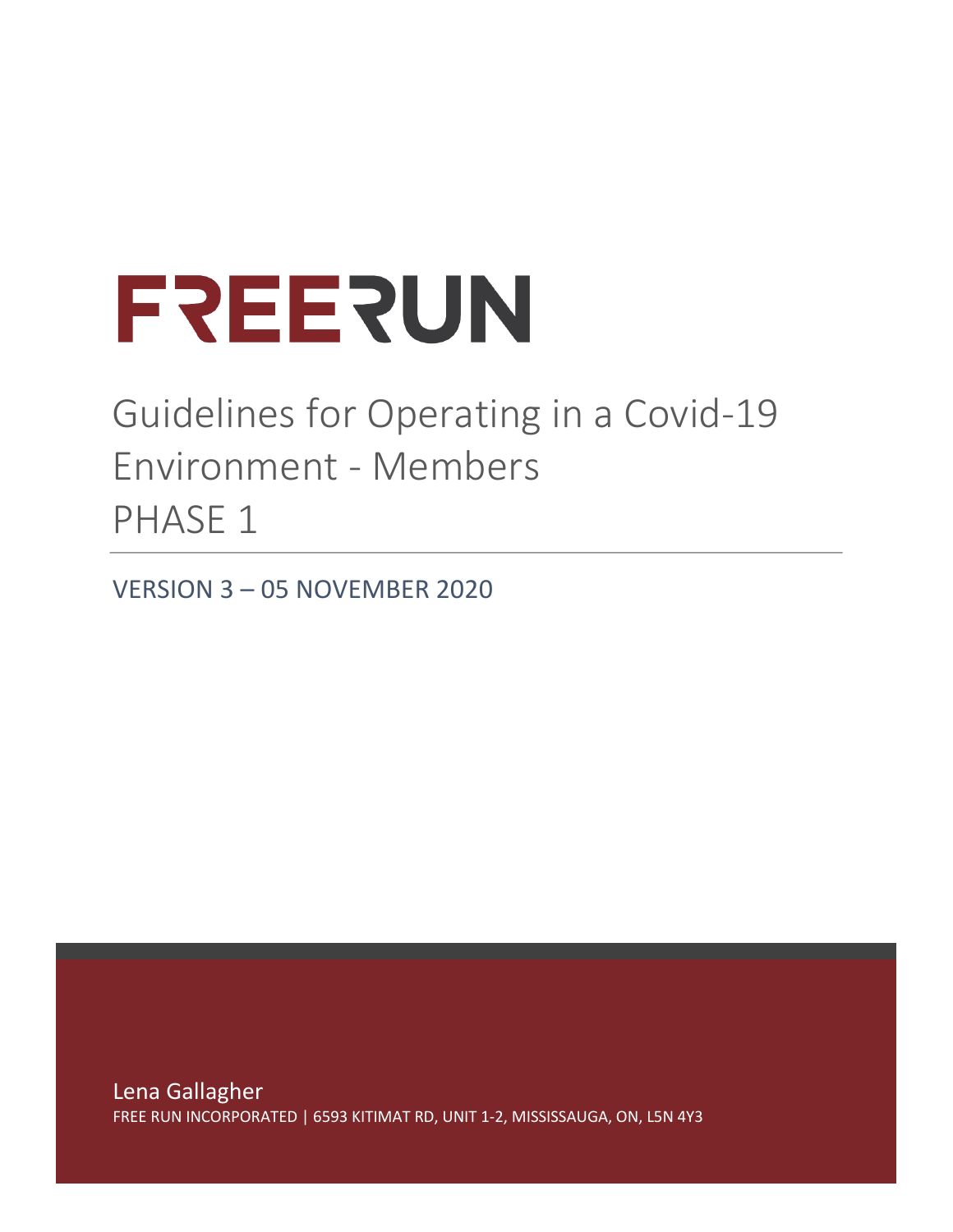# FREERUN

## Guidelines for Operating in a Covid-19 Environment - Members PHASE 1

VERSION 3 – 05 NOVEMBER 2020

Lena Gallagher

FREE RUN INCORPORATED | 6593 KITIMAT RD, UNIT 1-2, MISSISSAUGA, ON, L5N 4Y3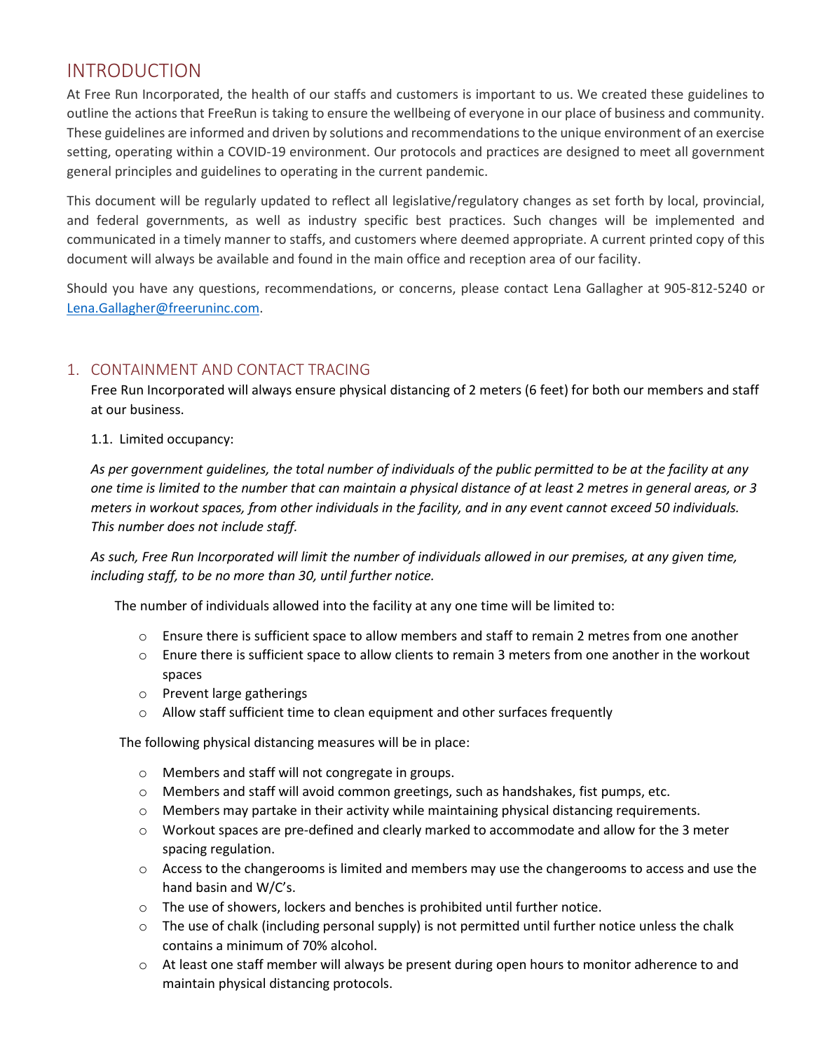# INTRODUCTION

At Free Run Incorporated, the health of our staffs and customers is important to us. We created these guidelines to outline the actions that FreeRun is taking to ensure the wellbeing of everyone in our place of business and community. These guidelines are informed and driven by solutions and recommendations to the unique environment of an exercise setting, operating within a COVID-19 environment. Our protocols and practices are designed to meet all government general principles and guidelines to operating in the current pandemic.

This document will be regularly updated to reflect all legislative/regulatory changes as set forth by local, provincial, and federal governments, as well as industry specific best practices. Such changes will be implemented and communicated in a timely manner to staffs, and customers where deemed appropriate. A current printed copy of this document will always be available and found in the main office and reception area of our facility.

Should you have any questions, recommendations, or concerns, please contact Lena Gallagher at 905-812-5240 or [Lena.Gallagher@freeruninc.com](mailto:Lena.Gallagher@freeruninc.com).

## 1. CONTAINMENT AND CONTACT TRACING

Free Run Incorporated will always ensure physical distancing of 2 meters (6 feet) for both our members and staff at our business.

1.1. Limited occupancy:

*As per government guidelines, the total number of individuals of the public permitted to be at the facility at any one time is limited to the number that can maintain a physical distance of at least 2 metres in general areas, or 3 meters in workout spaces, from other individuals in the facility, and in any event cannot exceed 50 individuals. This number does not include staff.*

*As such, Free Run Incorporated will limit the number of individuals allowed in our premises, at any given time, including staff, to be no more than 30, until further notice.*

The number of individuals allowed into the facility at any one time will be limited to:

- Ensure there is sufficient space to allow members and staff to remain 2 metres from one another
- Enure there is sufficient space to allow clients to remain 3 meters from one another in the workout spaces
- Prevent large gatherings
- Allow staff sufficient time to clean equipment and other surfaces frequently

The following physical distancing measures will be in place:

- Members and staff will not congregate in groups.
- Members and staff will avoid common greetings, such as handshakes, fist pumps, etc.
- Members may partake in their activity while maintaining physical distancing requirements.
- Workout spaces are pre-defined and clearly marked to accommodate and allow for the 3 meter spacing regulation.
- Access to the changerooms is limited and members may use the changerooms to access and use the hand basin and W/C's.
- The use of showers, lockers and benches is prohibited until further notice.
- The use of chalk (including personal supply) is not permitted until further notice unless the chalk contains a minimum of 70% alcohol.
- At least one staff member will always be present during open hours to monitor adherence to and maintain physical distancing protocols.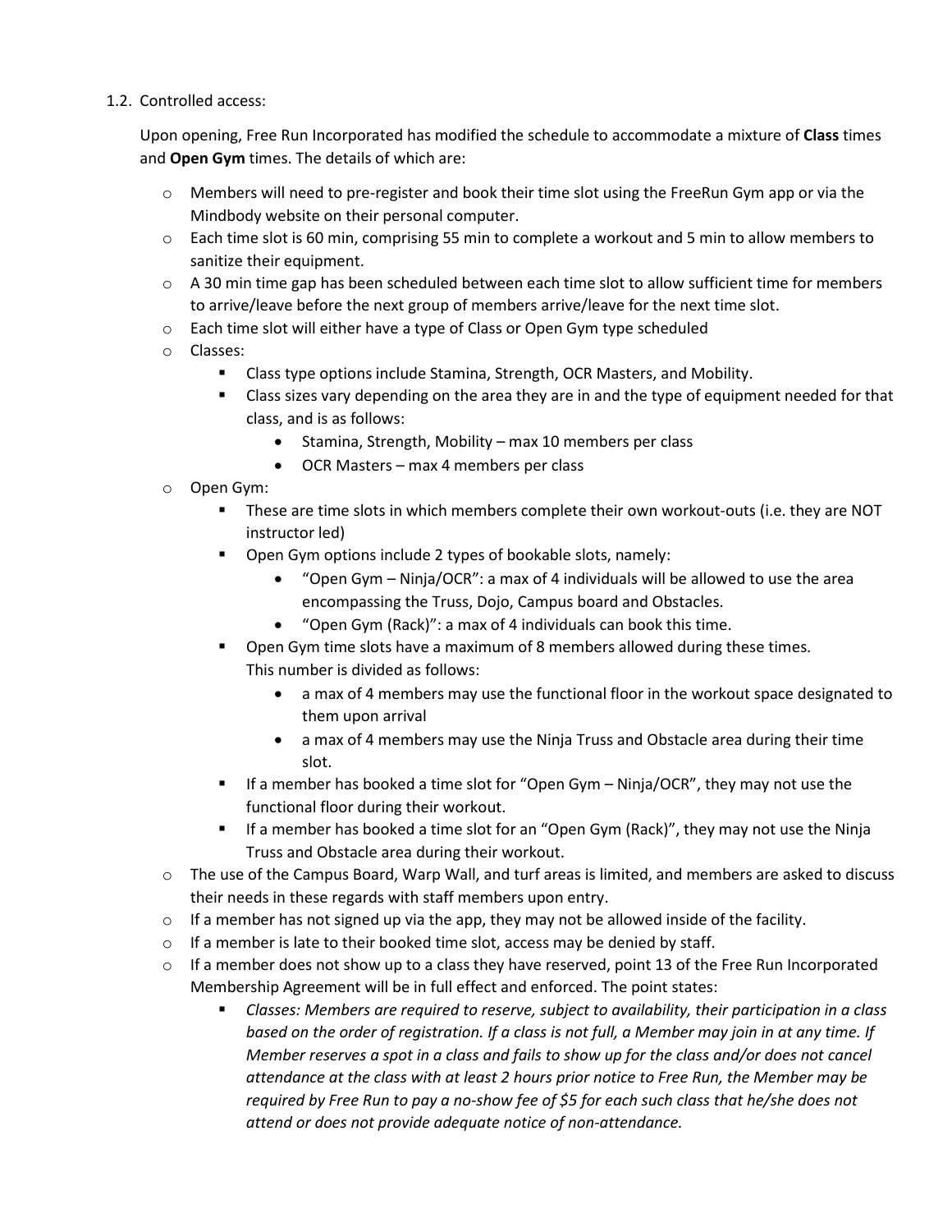1.2. Controlled access:

Upon opening, Free Run Incorporated has modified the schedule to accommodate a mixture of **Class** times and **Open Gym** times. The details of which are:

- Members will need to pre-register and book their time slot using the FreeRun Gym app or via the Mindbody website on their personal computer.
- Each time slot is 60 min, comprising 55 min to complete a workout and 5 min to allow members to sanitize their equipment.
- A 30 min time gap has been scheduled between each time slot to allow sufficient time for members to arrive/leave before the next group of members arrive/leave for the next time slot.
- Each time slot will either have a type of Class or Open Gym type scheduled
- Classes:
  - Class type options include Stamina, Strength, OCR Masters, and Mobility.
  - Class sizes vary depending on the area they are in and the type of equipment needed for that class, and is as follows:
    - Stamina, Strength, Mobility – max 10 members per class
    - OCR Masters – max 4 members per class
- Open Gym:
  - These are time slots in which members complete their own workout-outs (i.e. they are NOT instructor led)
  - Open Gym options include 2 types of bookable slots, namely:
    - "Open Gym – Ninja/OCR": a max of 4 individuals will be allowed to use the area encompassing the Truss, Dojo, Campus board and Obstacles.
    - "Open Gym (Rack)": a max of 4 individuals can book this time.
  - Open Gym time slots have a maximum of 8 members allowed during these times. This number is divided as follows:
    - a max of 4 members may use the functional floor in the workout space designated to them upon arrival
    - a max of 4 members may use the Ninja Truss and Obstacle area during their time slot.
  - If a member has booked a time slot for "Open Gym – Ninja/OCR", they may not use the functional floor during their workout.
  - If a member has booked a time slot for an "Open Gym (Rack)", they may not use the Ninja Truss and Obstacle area during their workout.
- The use of the Campus Board, Warp Wall, and turf areas is limited, and members are asked to discuss their needs in these regards with staff members upon entry.
- If a member has not signed up via the app, they may not be allowed inside of the facility.
- If a member is late to their booked time slot, access may be denied by staff.
- If a member does not show up to a class they have reserved, point 13 of the Free Run Incorporated Membership Agreement will be in full effect and enforced. The point states:
  - *Classes: Members are required to reserve, subject to availability, their participation in a class based on the order of registration. If a class is not full, a Member may join in at any time. If Member reserves a spot in a class and fails to show up for the class and/or does not cancel attendance at the class with at least 2 hours prior notice to Free Run, the Member may be required by Free Run to pay a no-show fee of $5 for each such class that he/she does not attend or does not provide adequate notice of non-attendance.*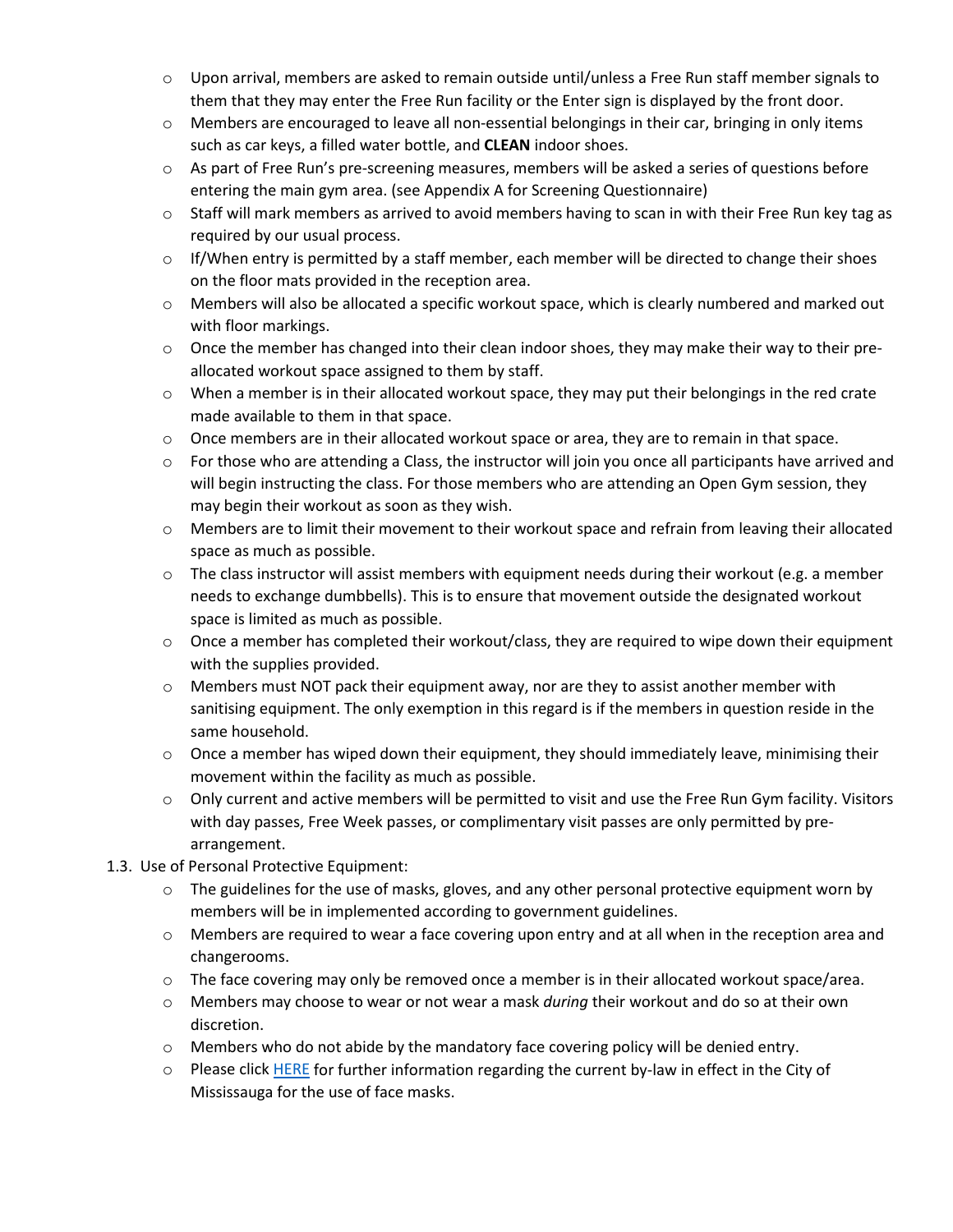- Upon arrival, members are asked to remain outside until/unless a Free Run staff member signals to them that they may enter the Free Run facility or the Enter sign is displayed by the front door.
- Members are encouraged to leave all non-essential belongings in their car, bringing in only items such as car keys, a filled water bottle, and **CLEAN** indoor shoes.
- As part of Free Run's pre-screening measures, members will be asked a series of questions before entering the main gym area. (see Appendix A for Screening Questionnaire)
- Staff will mark members as arrived to avoid members having to scan in with their Free Run key tag as required by our usual process.
- If/When entry is permitted by a staff member, each member will be directed to change their shoes on the floor mats provided in the reception area.
- Members will also be allocated a specific workout space, which is clearly numbered and marked out with floor markings.
- Once the member has changed into their clean indoor shoes, they may make their way to their pre-allocated workout space assigned to them by staff.
- When a member is in their allocated workout space, they may put their belongings in the red crate made available to them in that space.
- Once members are in their allocated workout space or area, they are to remain in that space.
- For those who are attending a Class, the instructor will join you once all participants have arrived and will begin instructing the class. For those members who are attending an Open Gym session, they may begin their workout as soon as they wish.
- Members are to limit their movement to their workout space and refrain from leaving their allocated space as much as possible.
- The class instructor will assist members with equipment needs during their workout (e.g. a member needs to exchange dumbbells). This is to ensure that movement outside the designated workout space is limited as much as possible.
- Once a member has completed their workout/class, they are required to wipe down their equipment with the supplies provided.
- Members must NOT pack their equipment away, nor are they to assist another member with sanitising equipment. The only exemption in this regard is if the members in question reside in the same household.
- Once a member has wiped down their equipment, they should immediately leave, minimising their movement within the facility as much as possible.
- Only current and active members will be permitted to visit and use the Free Run Gym facility. Visitors with day passes, Free Week passes, or complimentary visit passes are only permitted by pre-arrangement.

1.3. Use of Personal Protective Equipment:

- The guidelines for the use of masks, gloves, and any other personal protective equipment worn by members will be in implemented according to government guidelines.
- Members are required to wear a face covering upon entry and at all when in the reception area and changerooms.
- The face covering may only be removed once a member is in their allocated workout space/area.
- Members may choose to wear or not wear a mask *during* their workout and do so at their own discretion.
- Members who do not abide by the mandatory face covering policy will be denied entry.
- Please click HERE for further information regarding the current by-law in effect in the City of Mississauga for the use of face masks.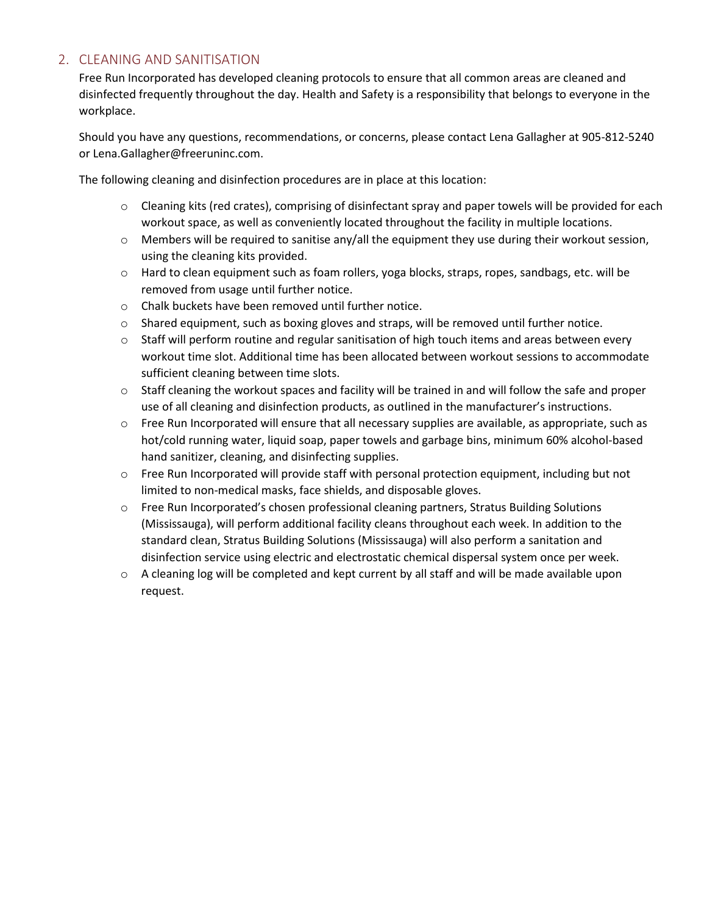## 2. CLEANING AND SANITISATION

Free Run Incorporated has developed cleaning protocols to ensure that all common areas are cleaned and disinfected frequently throughout the day. Health and Safety is a responsibility that belongs to everyone in the workplace.

Should you have any questions, recommendations, or concerns, please contact Lena Gallagher at 905-812-5240 or Lena.Gallagher@freeruninc.com.

The following cleaning and disinfection procedures are in place at this location:

- Cleaning kits (red crates), comprising of disinfectant spray and paper towels will be provided for each workout space, as well as conveniently located throughout the facility in multiple locations.
- Members will be required to sanitise any/all the equipment they use during their workout session, using the cleaning kits provided.
- Hard to clean equipment such as foam rollers, yoga blocks, straps, ropes, sandbags, etc. will be removed from usage until further notice.
- Chalk buckets have been removed until further notice.
- Shared equipment, such as boxing gloves and straps, will be removed until further notice.
- Staff will perform routine and regular sanitisation of high touch items and areas between every workout time slot. Additional time has been allocated between workout sessions to accommodate sufficient cleaning between time slots.
- Staff cleaning the workout spaces and facility will be trained in and will follow the safe and proper use of all cleaning and disinfection products, as outlined in the manufacturer's instructions.
- Free Run Incorporated will ensure that all necessary supplies are available, as appropriate, such as hot/cold running water, liquid soap, paper towels and garbage bins, minimum 60% alcohol-based hand sanitizer, cleaning, and disinfecting supplies.
- Free Run Incorporated will provide staff with personal protection equipment, including but not limited to non-medical masks, face shields, and disposable gloves.
- Free Run Incorporated's chosen professional cleaning partners, Stratus Building Solutions (Mississauga), will perform additional facility cleans throughout each week. In addition to the standard clean, Stratus Building Solutions (Mississauga) will also perform a sanitation and disinfection service using electric and electrostatic chemical dispersal system once per week.
- A cleaning log will be completed and kept current by all staff and will be made available upon request.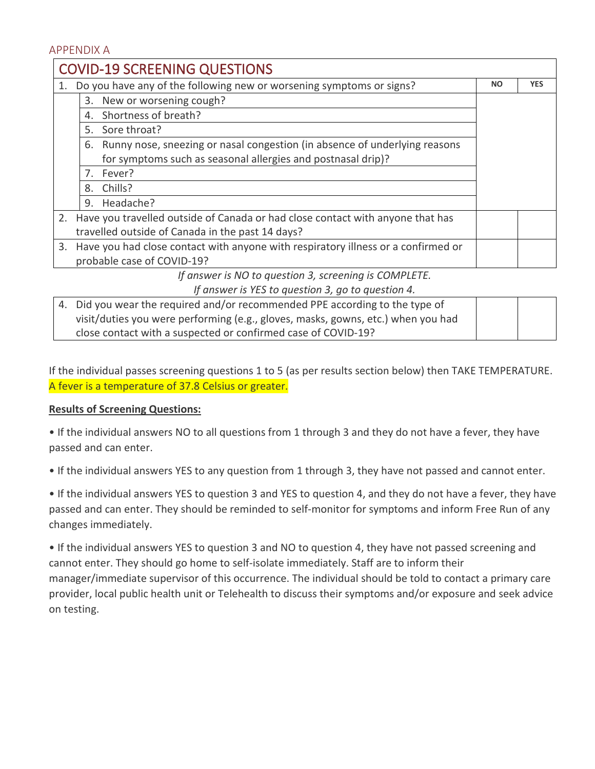APPENDIX A

## COVID-19 SCREENING QUESTIONS

| | NO | YES |
|---|---|---|
| 1. Do you have any of the following new or worsening symptoms or signs? | | |
| 3. New or worsening cough? | | |
| 4. Shortness of breath? | | |
| 5. Sore throat? | | |
| 6. Runny nose, sneezing or nasal congestion (in absence of underlying reasons for symptoms such as seasonal allergies and postnasal drip)? | | |
| 7. Fever? | | |
| 8. Chills? | | |
| 9. Headache? | | |
| 2. Have you travelled outside of Canada or had close contact with anyone that has travelled outside of Canada in the past 14 days? | | |
| 3. Have you had close contact with anyone with respiratory illness or a confirmed or probable case of COVID-19? | | |

*If answer is NO to question 3, screening is COMPLETE.*
*If answer is YES to question 3, go to question 4.*

| | | |
|---|---|---|
| 4. Did you wear the required and/or recommended PPE according to the type of visit/duties you were performing (e.g., gloves, masks, gowns, etc.) when you had close contact with a suspected or confirmed case of COVID-19? | | |

If the individual passes screening questions 1 to 5 (as per results section below) then TAKE TEMPERATURE. A fever is a temperature of 37.8 Celsius or greater.

**Results of Screening Questions:**

• If the individual answers NO to all questions from 1 through 3 and they do not have a fever, they have passed and can enter.

• If the individual answers YES to any question from 1 through 3, they have not passed and cannot enter.

• If the individual answers YES to question 3 and YES to question 4, and they do not have a fever, they have passed and can enter. They should be reminded to self-monitor for symptoms and inform Free Run of any changes immediately.

• If the individual answers YES to question 3 and NO to question 4, they have not passed screening and cannot enter. They should go home to self-isolate immediately. Staff are to inform their manager/immediate supervisor of this occurrence. The individual should be told to contact a primary care provider, local public health unit or Telehealth to discuss their symptoms and/or exposure and seek advice on testing.